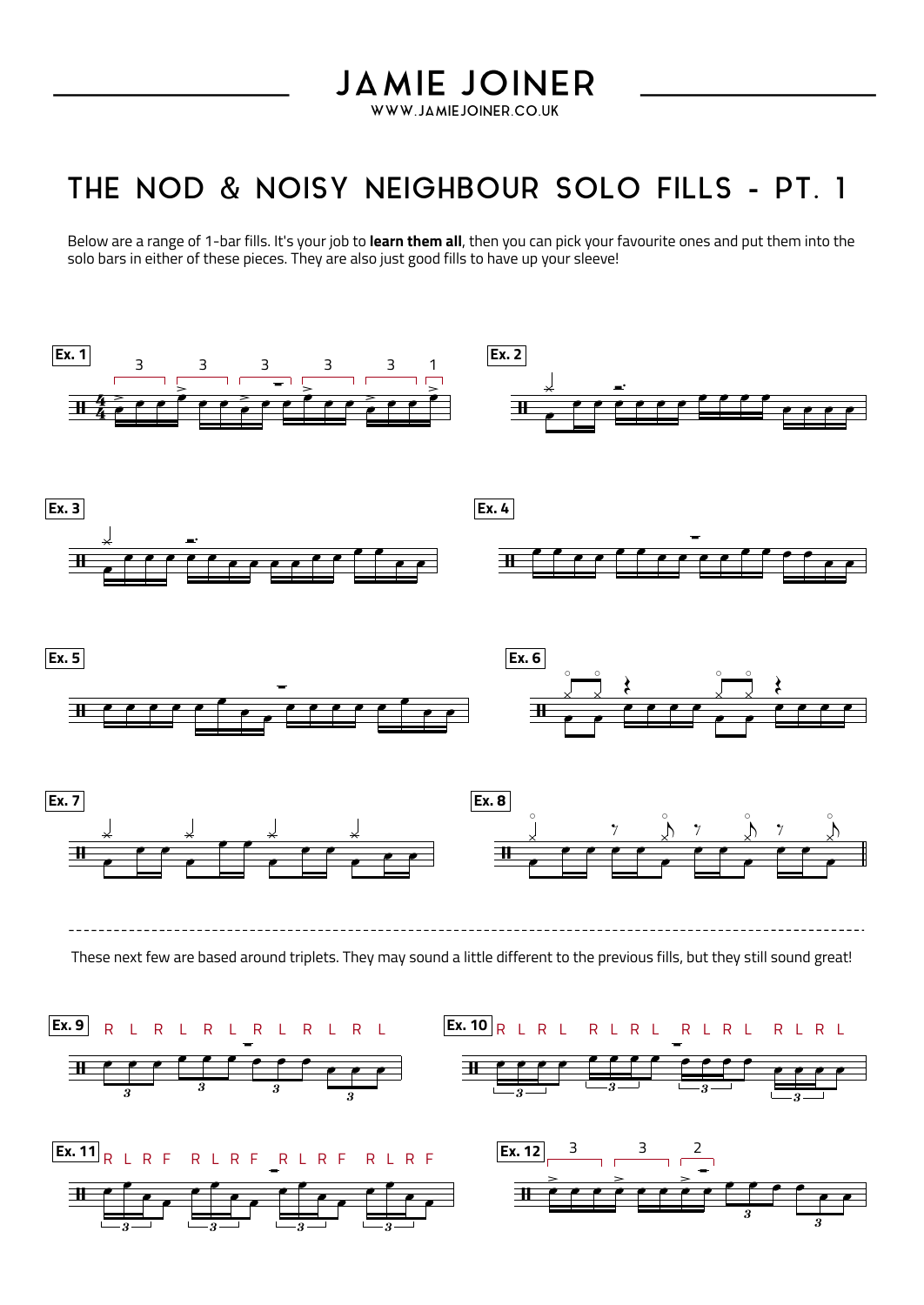# JAMIE JOINER

WWW.JAMIEJOINER.CO.UK

## THE NOD & NOISY NEIGHBOUR SOLO FILLS - PT. 1

Below are a range of 1-bar fills. It's your job to **learn them all**, then you can pick your favourite ones and put them into the solo bars in either of these pieces. They are also just good fills to have up your sleeve!

**Ex. 1**

3 3 3 3 3 1

**Ex. 2**

**Ex. 3**

**Ex. 4**

**Ex. 5**

**Ex. 6**

**Ex. 7**

**Ex. 8**

---

These next few are based around triplets. They may sound a little different to the previous fills, but they still sound great!

**Ex. 9** R L R L R L R L R L R L

**Ex. 10** R L R L R L R L R L R L R L R L

**Ex. 11** R L R F R L R F R L R F R L R F

**Ex. 12**

3 3 2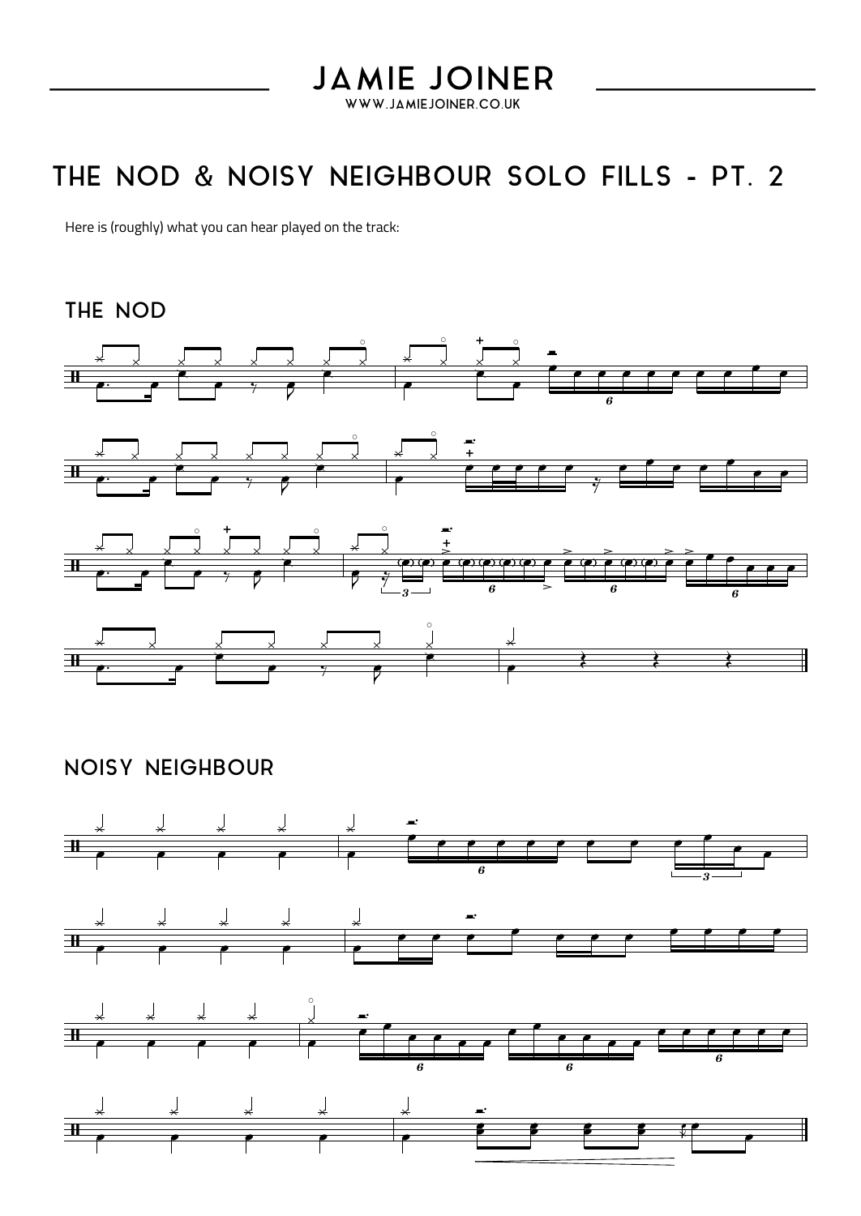# JAMIE JOINER

WWW.JAMIEJOINER.CO.UK

## THE NOD & NOISY NEIGHBOUR SOLO FILLS - PT. 2

Here is (roughly) what you can hear played on the track:

### THE NOD

### NOISY NEIGHBOUR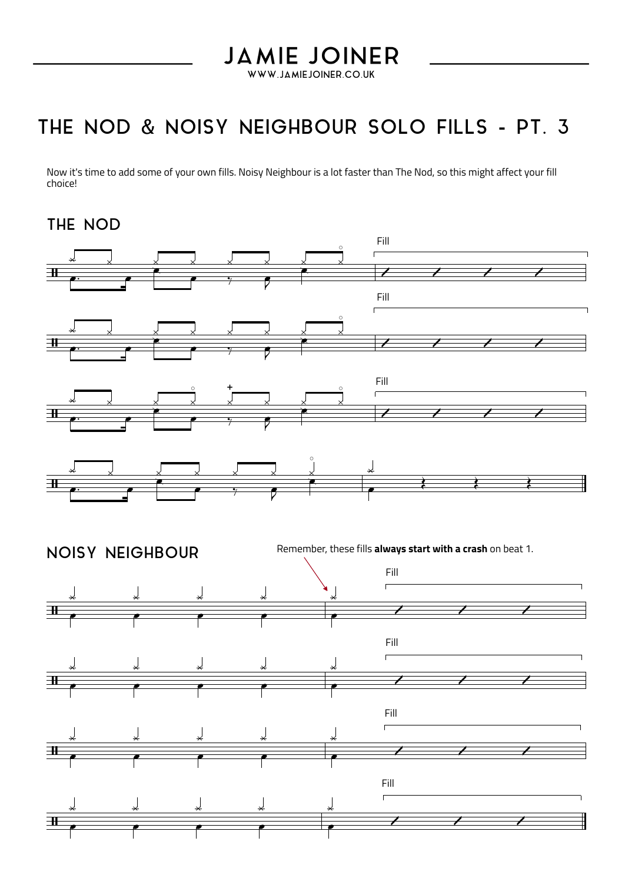# THE NOD & NOISY NEIGHBOUR SOLO FILLS - PT. 3

Now it's time to add some of your own fills. Noisy Neighbour is a lot faster than The Nod, so this might affect your fill choice!

## THE NOD

Fill

Fill

Fill

## NOISY NEIGHBOUR

Remember, these fills **always start with a crash** on beat 1.

Fill

Fill

Fill

Fill